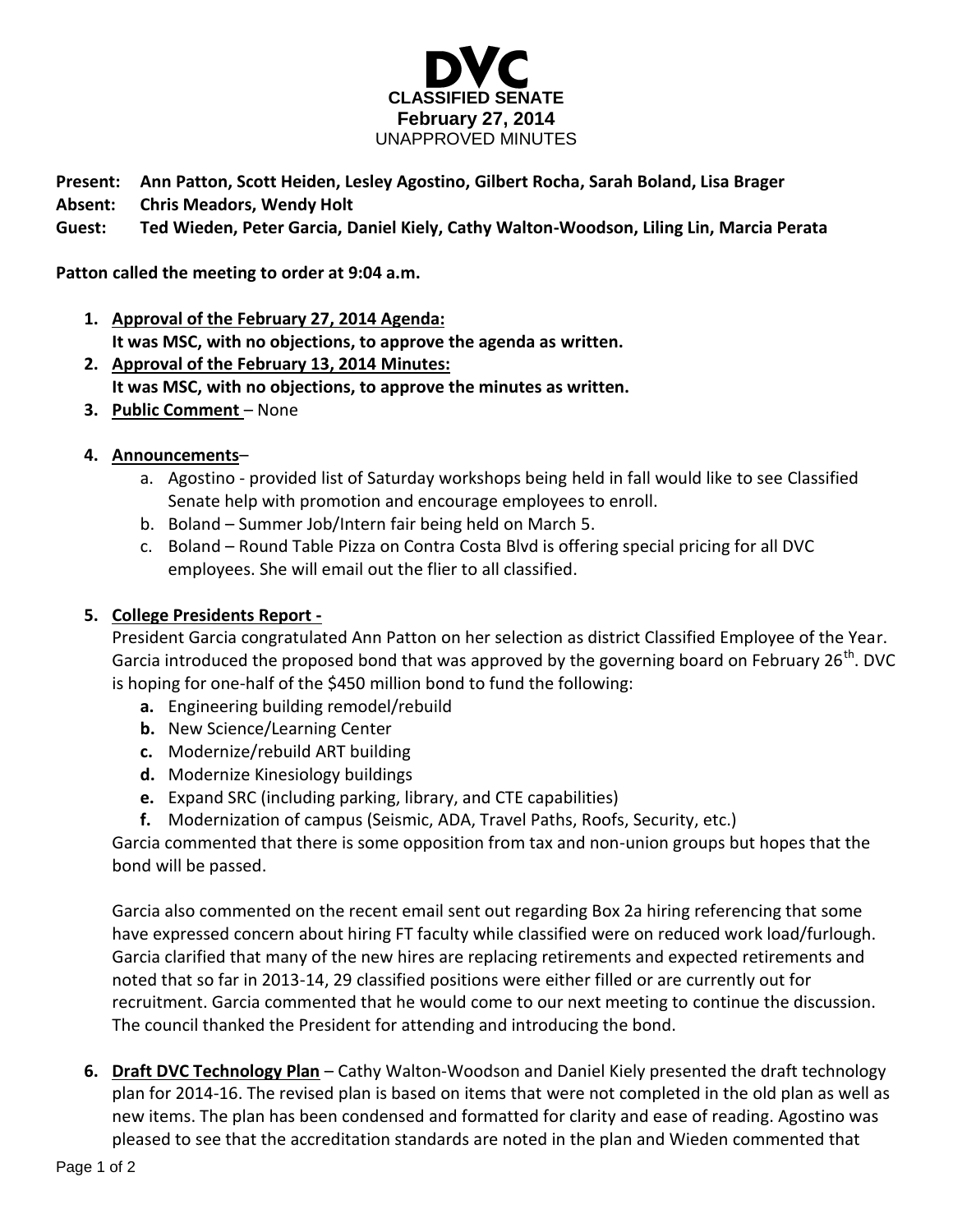# DVC
## CLASSIFIED SENATE
### February 27, 2014
UNAPPROVED MINUTES

**Present: Ann Patton, Scott Heiden, Lesley Agostino, Gilbert Rocha, Sarah Boland, Lisa Brager**
**Absent: Chris Meadors, Wendy Holt**
**Guest: Ted Wieden, Peter Garcia, Daniel Kiely, Cathy Walton-Woodson, Liling Lin, Marcia Perata**

**Patton called the meeting to order at 9:04 a.m.**

1. **Approval of the February 27, 2014 Agenda:**
   **It was MSC, with no objections, to approve the agenda as written.**
2. **Approval of the February 13, 2014 Minutes:**
   **It was MSC, with no objections, to approve the minutes as written.**
3. **Public Comment** – None
4. **Announcements**–
   a. Agostino - provided list of Saturday workshops being held in fall would like to see Classified Senate help with promotion and encourage employees to enroll.
   b. Boland – Summer Job/Intern fair being held on March 5.
   c. Boland – Round Table Pizza on Contra Costa Blvd is offering special pricing for all DVC employees. She will email out the flier to all classified.
5. **College Presidents Report -**
   President Garcia congratulated Ann Patton on her selection as district Classified Employee of the Year. Garcia introduced the proposed bond that was approved by the governing board on February 26th. DVC is hoping for one-half of the $450 million bond to fund the following:
   **a.** Engineering building remodel/rebuild
   **b.** New Science/Learning Center
   **c.** Modernize/rebuild ART building
   **d.** Modernize Kinesiology buildings
   **e.** Expand SRC (including parking, library, and CTE capabilities)
   **f.** Modernization of campus (Seismic, ADA, Travel Paths, Roofs, Security, etc.)
   Garcia commented that there is some opposition from tax and non-union groups but hopes that the bond will be passed.

   Garcia also commented on the recent email sent out regarding Box 2a hiring referencing that some have expressed concern about hiring FT faculty while classified were on reduced work load/furlough. Garcia clarified that many of the new hires are replacing retirements and expected retirements and noted that so far in 2013-14, 29 classified positions were either filled or are currently out for recruitment. Garcia commented that he would come to our next meeting to continue the discussion. The council thanked the President for attending and introducing the bond.
6. **Draft DVC Technology Plan** – Cathy Walton-Woodson and Daniel Kiely presented the draft technology plan for 2014-16. The revised plan is based on items that were not completed in the old plan as well as new items. The plan has been condensed and formatted for clarity and ease of reading. Agostino was pleased to see that the accreditation standards are noted in the plan and Wieden commented that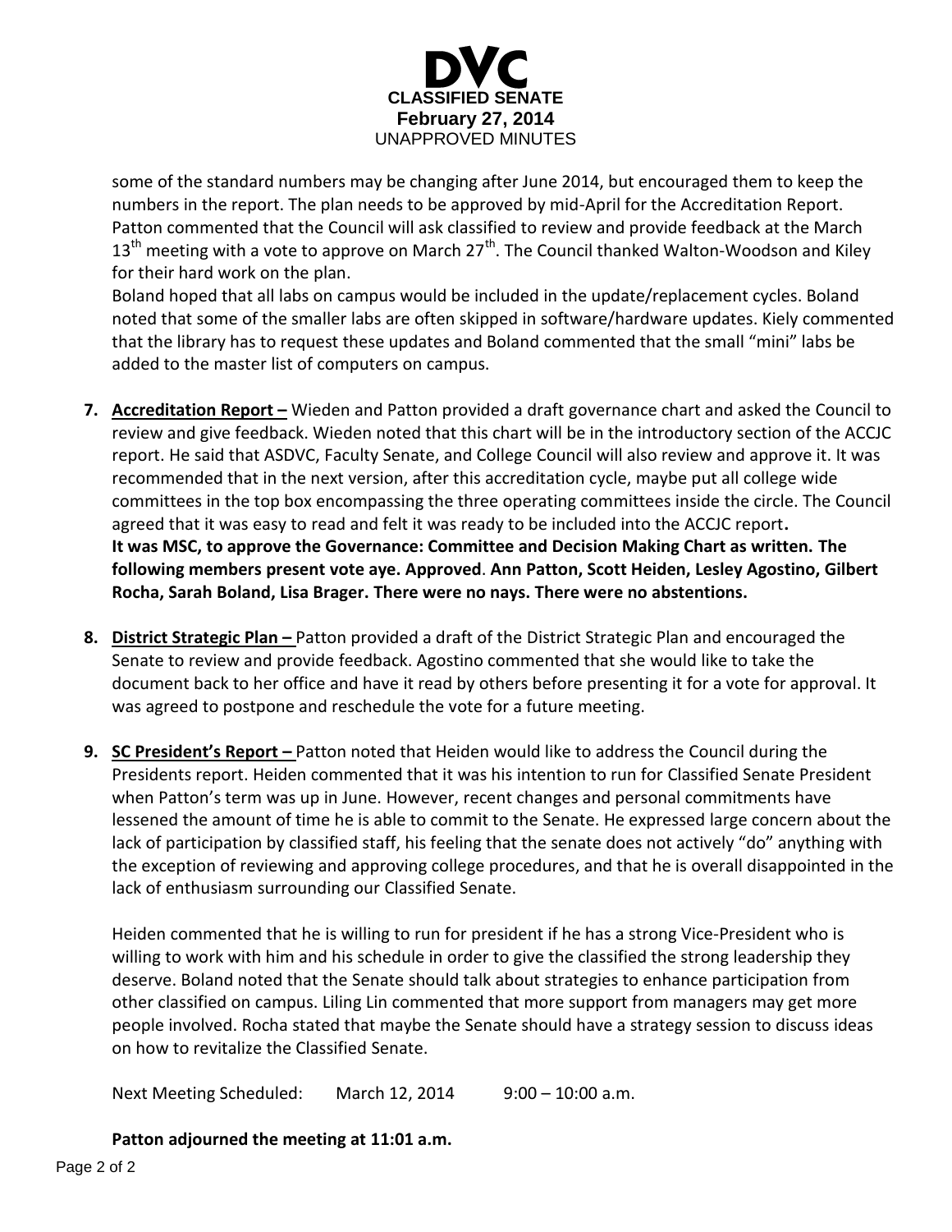some of the standard numbers may be changing after June 2014, but encouraged them to keep the numbers in the report. The plan needs to be approved by mid-April for the Accreditation Report. Patton commented that the Council will ask classified to review and provide feedback at the March 13th meeting with a vote to approve on March 27th. The Council thanked Walton-Woodson and Kiley for their hard work on the plan.

Boland hoped that all labs on campus would be included in the update/replacement cycles. Boland noted that some of the smaller labs are often skipped in software/hardware updates. Kiely commented that the library has to request these updates and Boland commented that the small "mini" labs be added to the master list of computers on campus.

7. **Accreditation Report –** Wieden and Patton provided a draft governance chart and asked the Council to review and give feedback. Wieden noted that this chart will be in the introductory section of the ACCJC report. He said that ASDVC, Faculty Senate, and College Council will also review and approve it. It was recommended that in the next version, after this accreditation cycle, maybe put all college wide committees in the top box encompassing the three operating committees inside the circle. The Council agreed that it was easy to read and felt it was ready to be included into the ACCJC report**.**
**It was MSC, to approve the Governance: Committee and Decision Making Chart as written. The following members present vote aye. Approved**. **Ann Patton, Scott Heiden, Lesley Agostino, Gilbert Rocha, Sarah Boland, Lisa Brager. There were no nays. There were no abstentions.**

8. **District Strategic Plan –** Patton provided a draft of the District Strategic Plan and encouraged the Senate to review and provide feedback. Agostino commented that she would like to take the document back to her office and have it read by others before presenting it for a vote for approval. It was agreed to postpone and reschedule the vote for a future meeting.

9. **SC President's Report –** Patton noted that Heiden would like to address the Council during the Presidents report. Heiden commented that it was his intention to run for Classified Senate President when Patton's term was up in June. However, recent changes and personal commitments have lessened the amount of time he is able to commit to the Senate. He expressed large concern about the lack of participation by classified staff, his feeling that the senate does not actively "do" anything with the exception of reviewing and approving college procedures, and that he is overall disappointed in the lack of enthusiasm surrounding our Classified Senate.

   Heiden commented that he is willing to run for president if he has a strong Vice-President who is willing to work with him and his schedule in order to give the classified the strong leadership they deserve. Boland noted that the Senate should talk about strategies to enhance participation from other classified on campus. Liling Lin commented that more support from managers may get more people involved. Rocha stated that maybe the Senate should have a strategy session to discuss ideas on how to revitalize the Classified Senate.

   Next Meeting Scheduled: March 12, 2014 9:00 – 10:00 a.m.

   **Patton adjourned the meeting at 11:01 a.m.**